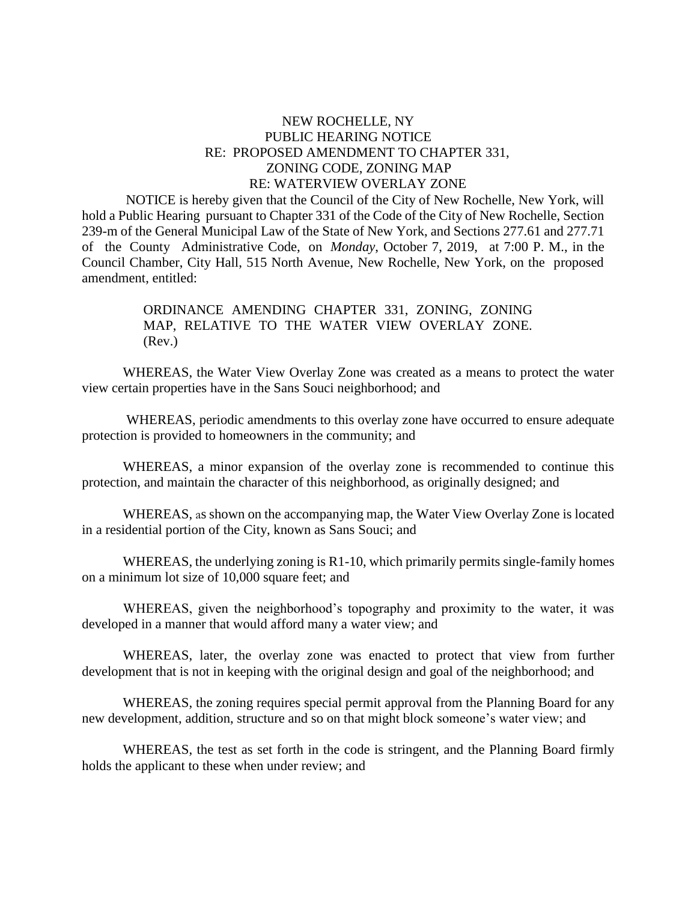# NEW ROCHELLE, NY
## PUBLIC HEARING NOTICE
## RE: PROPOSED AMENDMENT TO CHAPTER 331, ZONING CODE, ZONING MAP
## RE: WATERVIEW OVERLAY ZONE

NOTICE is hereby given that the Council of the City of New Rochelle, New York, will hold a Public Hearing pursuant to Chapter 331 of the Code of the City of New Rochelle, Section 239-m of the General Municipal Law of the State of New York, and Sections 277.61 and 277.71 of the County Administrative Code, on *Monday*, October 7, 2019, at 7:00 P. M., in the Council Chamber, City Hall, 515 North Avenue, New Rochelle, New York, on the proposed amendment, entitled:

> ORDINANCE AMENDING CHAPTER 331, ZONING, ZONING MAP, RELATIVE TO THE WATER VIEW OVERLAY ZONE. (Rev.)

WHEREAS, the Water View Overlay Zone was created as a means to protect the water view certain properties have in the Sans Souci neighborhood; and

WHEREAS, periodic amendments to this overlay zone have occurred to ensure adequate protection is provided to homeowners in the community; and

WHEREAS, a minor expansion of the overlay zone is recommended to continue this protection, and maintain the character of this neighborhood, as originally designed; and

WHEREAS, as shown on the accompanying map, the Water View Overlay Zone is located in a residential portion of the City, known as Sans Souci; and

WHEREAS, the underlying zoning is R1-10, which primarily permits single-family homes on a minimum lot size of 10,000 square feet; and

WHEREAS, given the neighborhood's topography and proximity to the water, it was developed in a manner that would afford many a water view; and

WHEREAS, later, the overlay zone was enacted to protect that view from further development that is not in keeping with the original design and goal of the neighborhood; and

WHEREAS, the zoning requires special permit approval from the Planning Board for any new development, addition, structure and so on that might block someone's water view; and

WHEREAS, the test as set forth in the code is stringent, and the Planning Board firmly holds the applicant to these when under review; and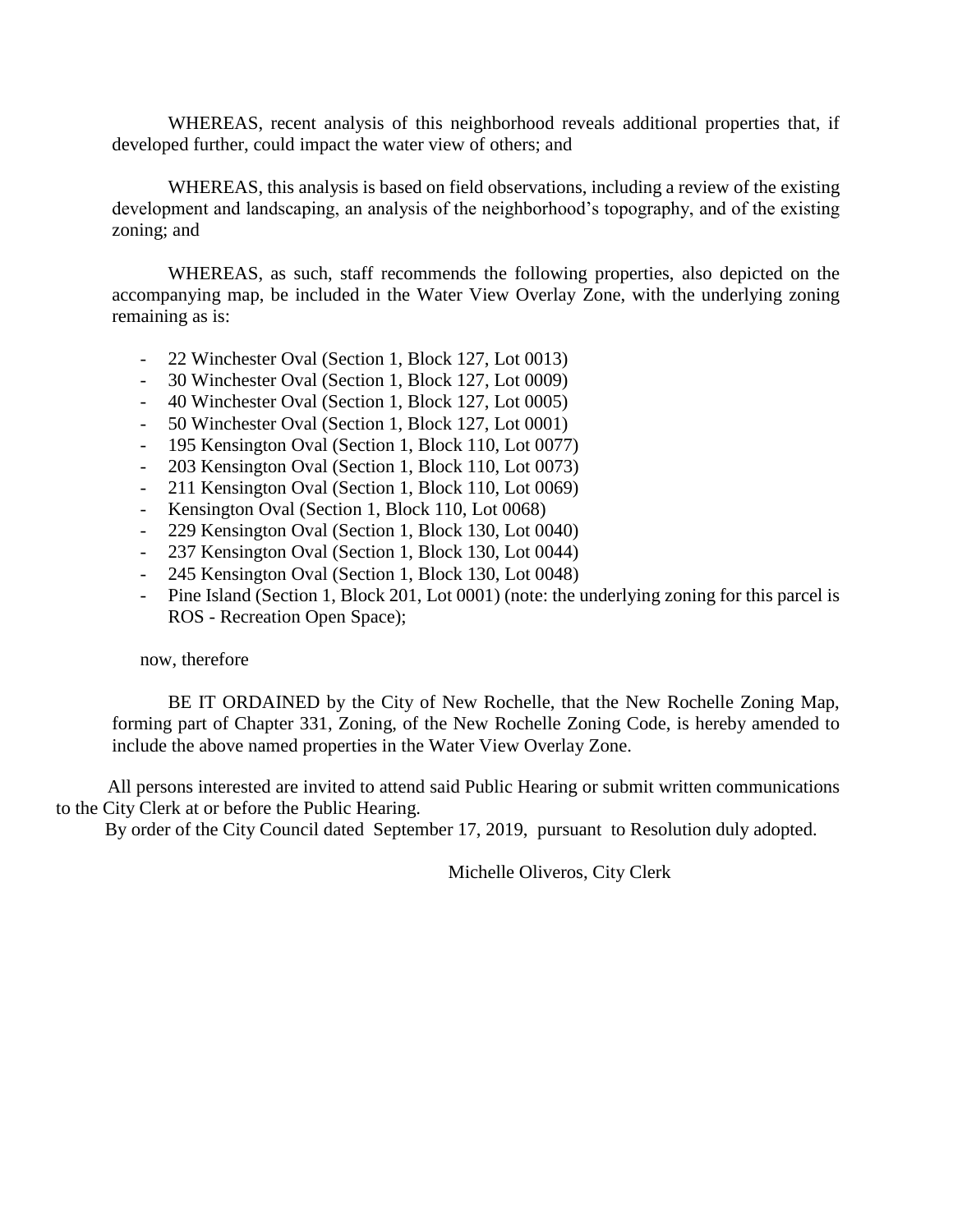WHEREAS, recent analysis of this neighborhood reveals additional properties that, if developed further, could impact the water view of others; and

WHEREAS, this analysis is based on field observations, including a review of the existing development and landscaping, an analysis of the neighborhood's topography, and of the existing zoning; and

WHEREAS, as such, staff recommends the following properties, also depicted on the accompanying map, be included in the Water View Overlay Zone, with the underlying zoning remaining as is:

- 22 Winchester Oval (Section 1, Block 127, Lot 0013)
- 30 Winchester Oval (Section 1, Block 127, Lot 0009)
- 40 Winchester Oval (Section 1, Block 127, Lot 0005)
- 50 Winchester Oval (Section 1, Block 127, Lot 0001)
- 195 Kensington Oval (Section 1, Block 110, Lot 0077)
- 203 Kensington Oval (Section 1, Block 110, Lot 0073)
- 211 Kensington Oval (Section 1, Block 110, Lot 0069)
- Kensington Oval (Section 1, Block 110, Lot 0068)
- 229 Kensington Oval (Section 1, Block 130, Lot 0040)
- 237 Kensington Oval (Section 1, Block 130, Lot 0044)
- 245 Kensington Oval (Section 1, Block 130, Lot 0048)
- Pine Island (Section 1, Block 201, Lot 0001) (note: the underlying zoning for this parcel is ROS - Recreation Open Space);

now, therefore

BE IT ORDAINED by the City of New Rochelle, that the New Rochelle Zoning Map, forming part of Chapter 331, Zoning, of the New Rochelle Zoning Code, is hereby amended to include the above named properties in the Water View Overlay Zone.

All persons interested are invited to attend said Public Hearing or submit written communications to the City Clerk at or before the Public Hearing.

By order of the City Council dated September 17, 2019, pursuant to Resolution duly adopted.

Michelle Oliveros, City Clerk